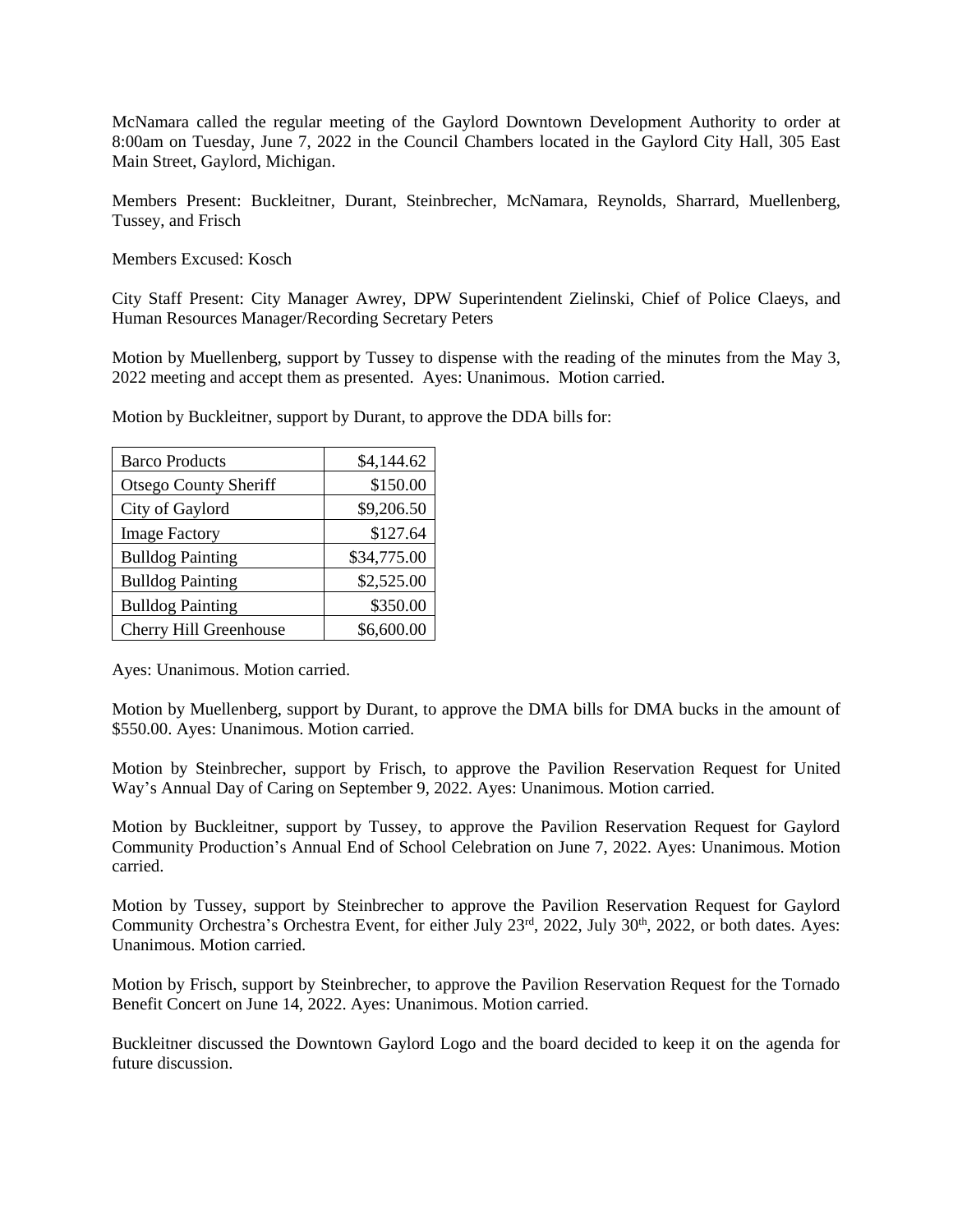McNamara called the regular meeting of the Gaylord Downtown Development Authority to order at 8:00am on Tuesday, June 7, 2022 in the Council Chambers located in the Gaylord City Hall, 305 East Main Street, Gaylord, Michigan.

Members Present: Buckleitner, Durant, Steinbrecher, McNamara, Reynolds, Sharrard, Muellenberg, Tussey, and Frisch

Members Excused: Kosch

City Staff Present: City Manager Awrey, DPW Superintendent Zielinski, Chief of Police Claeys, and Human Resources Manager/Recording Secretary Peters

Motion by Muellenberg, support by Tussey to dispense with the reading of the minutes from the May 3, 2022 meeting and accept them as presented. Ayes: Unanimous. Motion carried.

Motion by Buckleitner, support by Durant, to approve the DDA bills for:

| | |
|---|---:|
| Barco Products | $4,144.62 |
| Otsego County Sheriff | $150.00 |
| City of Gaylord | $9,206.50 |
| Image Factory | $127.64 |
| Bulldog Painting | $34,775.00 |
| Bulldog Painting | $2,525.00 |
| Bulldog Painting | $350.00 |
| Cherry Hill Greenhouse | $6,600.00 |

Ayes: Unanimous. Motion carried.

Motion by Muellenberg, support by Durant, to approve the DMA bills for DMA bucks in the amount of $550.00. Ayes: Unanimous. Motion carried.

Motion by Steinbrecher, support by Frisch, to approve the Pavilion Reservation Request for United Way's Annual Day of Caring on September 9, 2022. Ayes: Unanimous. Motion carried.

Motion by Buckleitner, support by Tussey, to approve the Pavilion Reservation Request for Gaylord Community Production's Annual End of School Celebration on June 7, 2022. Ayes: Unanimous. Motion carried.

Motion by Tussey, support by Steinbrecher to approve the Pavilion Reservation Request for Gaylord Community Orchestra's Orchestra Event, for either July 23rd, 2022, July 30th, 2022, or both dates. Ayes: Unanimous. Motion carried.

Motion by Frisch, support by Steinbrecher, to approve the Pavilion Reservation Request for the Tornado Benefit Concert on June 14, 2022. Ayes: Unanimous. Motion carried.

Buckleitner discussed the Downtown Gaylord Logo and the board decided to keep it on the agenda for future discussion.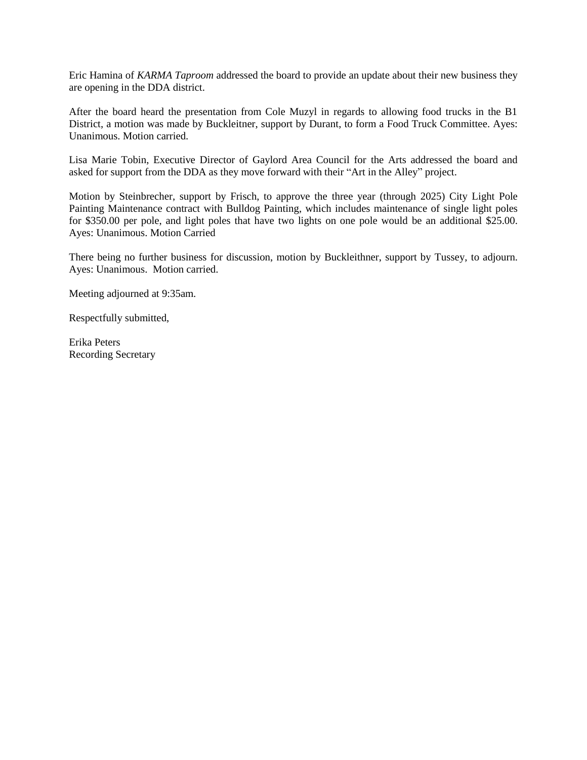Eric Hamina of *KARMA Taproom* addressed the board to provide an update about their new business they are opening in the DDA district.

After the board heard the presentation from Cole Muzyl in regards to allowing food trucks in the B1 District, a motion was made by Buckleitner, support by Durant, to form a Food Truck Committee. Ayes: Unanimous. Motion carried.

Lisa Marie Tobin, Executive Director of Gaylord Area Council for the Arts addressed the board and asked for support from the DDA as they move forward with their "Art in the Alley" project.

Motion by Steinbrecher, support by Frisch, to approve the three year (through 2025) City Light Pole Painting Maintenance contract with Bulldog Painting, which includes maintenance of single light poles for $350.00 per pole, and light poles that have two lights on one pole would be an additional $25.00. Ayes: Unanimous. Motion Carried

There being no further business for discussion, motion by Buckleithner, support by Tussey, to adjourn. Ayes: Unanimous. Motion carried.

Meeting adjourned at 9:35am.

Respectfully submitted,

Erika Peters
Recording Secretary